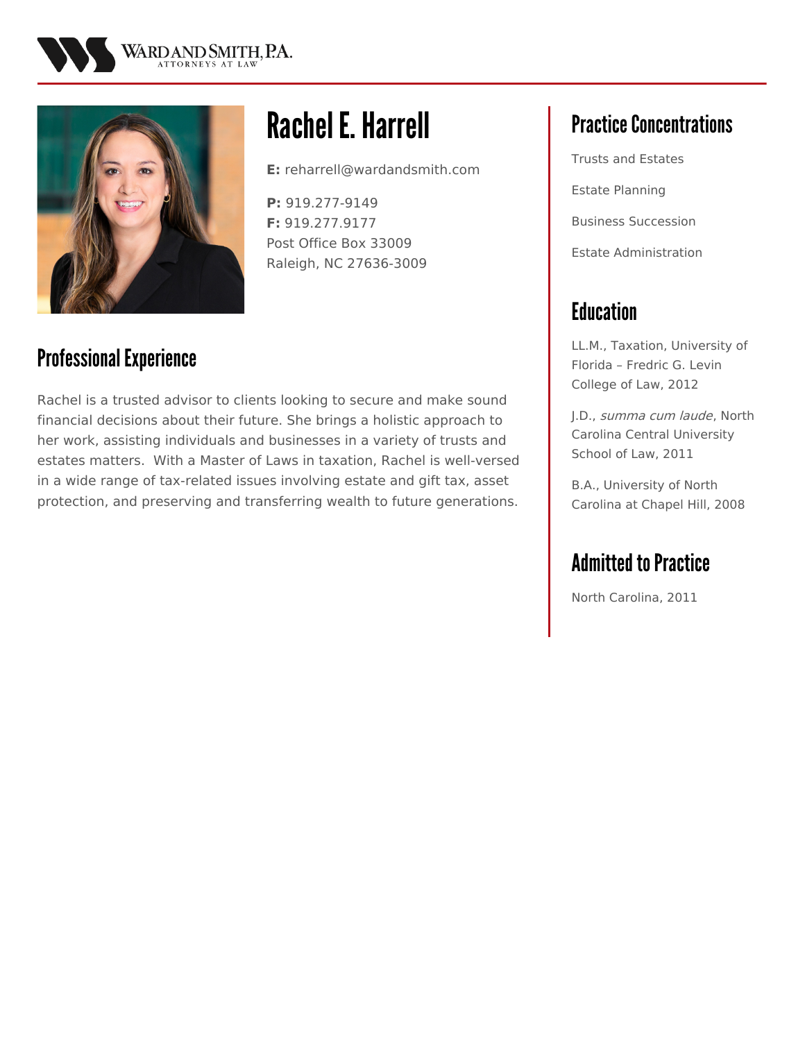WARD AND SMITH, P.A.
ATTORNEYS AT LAW

# Rachel E. Harrell

**E:** reharrell@wardandsmith.com

**P:** 919.277-9149
**F:** 919.277.9177
Post Office Box 33009
Raleigh, NC 27636-3009

## Professional Experience

Rachel is a trusted advisor to clients looking to secure and make sound financial decisions about their future. She brings a holistic approach to her work, assisting individuals and businesses in a variety of trusts and estates matters. With a Master of Laws in taxation, Rachel is well-versed in a wide range of tax-related issues involving estate and gift tax, asset protection, and preserving and transferring wealth to future generations.

## Practice Concentrations

Trusts and Estates

Estate Planning

Business Succession

Estate Administration

## Education

LL.M., Taxation, University of Florida – Fredric G. Levin College of Law, 2012

J.D., *summa cum laude*, North Carolina Central University School of Law, 2011

B.A., University of North Carolina at Chapel Hill, 2008

## Admitted to Practice

North Carolina, 2011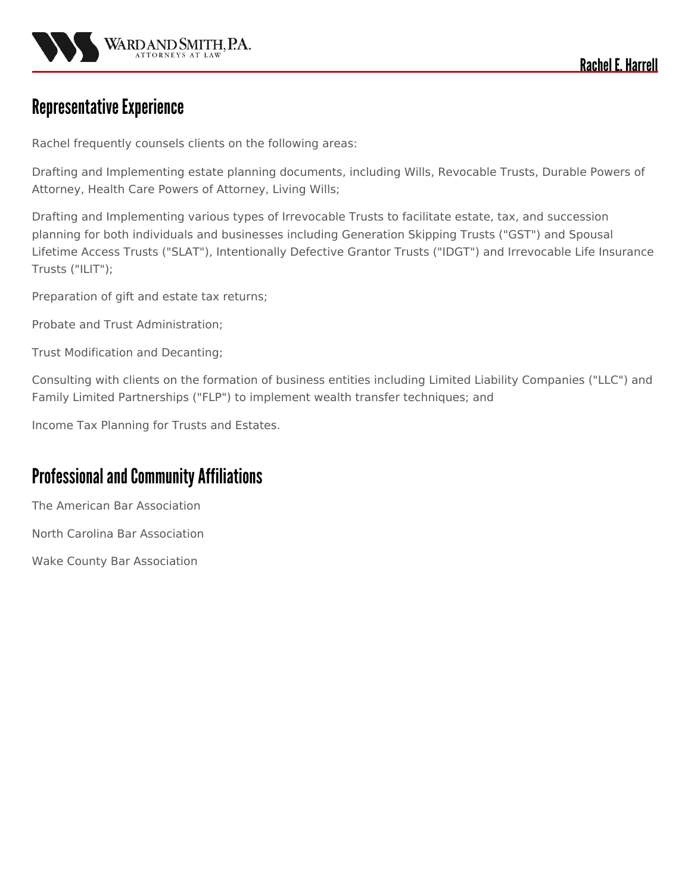## Representative Experience

Rachel frequently counsels clients on the following areas:

Drafting and Implementing estate planning documents, including Wills, Revocable Trusts, Durable Powers of Attorney, Health Care Powers of Attorney, Living Wills;

Drafting and Implementing various types of Irrevocable Trusts to facilitate estate, tax, and succession planning for both individuals and businesses including Generation Skipping Trusts ("GST") and Spousal Lifetime Access Trusts ("SLAT"), Intentionally Defective Grantor Trusts ("IDGT") and Irrevocable Life Insurance Trusts ("ILIT");

Preparation of gift and estate tax returns;

Probate and Trust Administration;

Trust Modification and Decanting;

Consulting with clients on the formation of business entities including Limited Liability Companies ("LLC") and Family Limited Partnerships ("FLP") to implement wealth transfer techniques; and

Income Tax Planning for Trusts and Estates.

## Professional and Community Affiliations

The American Bar Association

North Carolina Bar Association

Wake County Bar Association